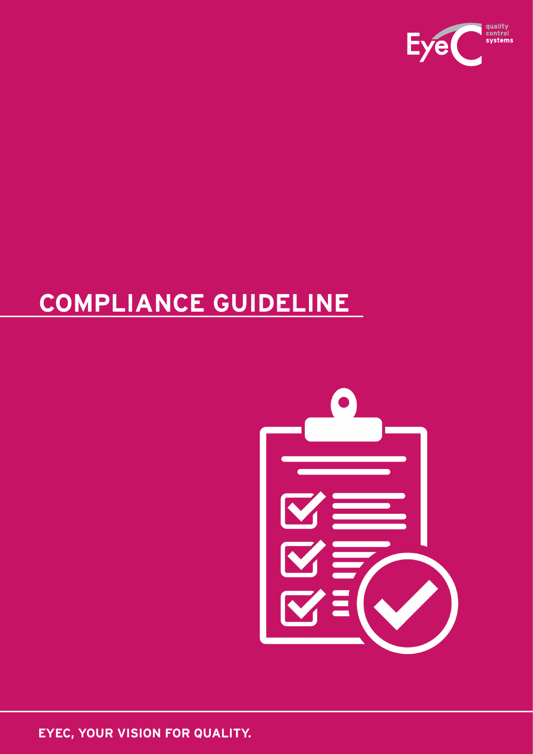# COMPLIANCE GUIDELINE

**EYEC, YOUR VISION FOR QUALITY.**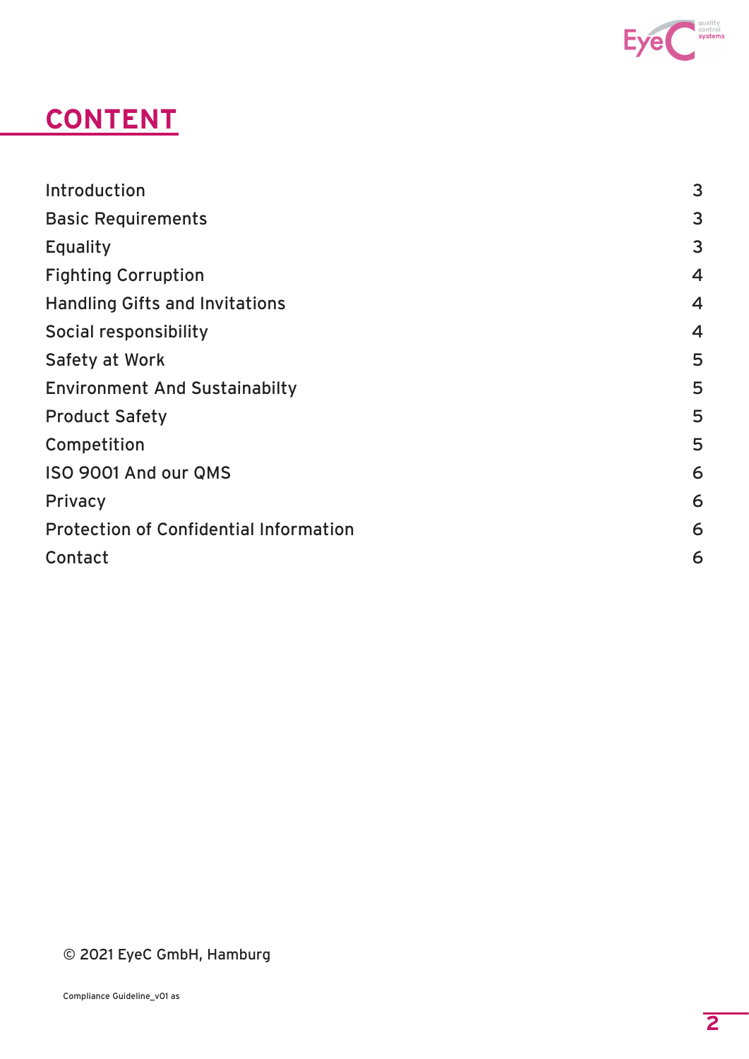# CONTENT

| | |
|---|---|
| Introduction | 3 |
| Basic Requirements | 3 |
| Equality | 3 |
| Fighting Corruption | 4 |
| Handling Gifts and Invitations | 4 |
| Social responsibility | 4 |
| Safety at Work | 5 |
| Environment And Sustainabilty | 5 |
| Product Safety | 5 |
| Competition | 5 |
| ISO 9001 And our QMS | 6 |
| Privacy | 6 |
| Protection of Confidential Information | 6 |
| Contact | 6 |

© 2021 EyeC GmbH, Hamburg

Compliance Guideline_v01 as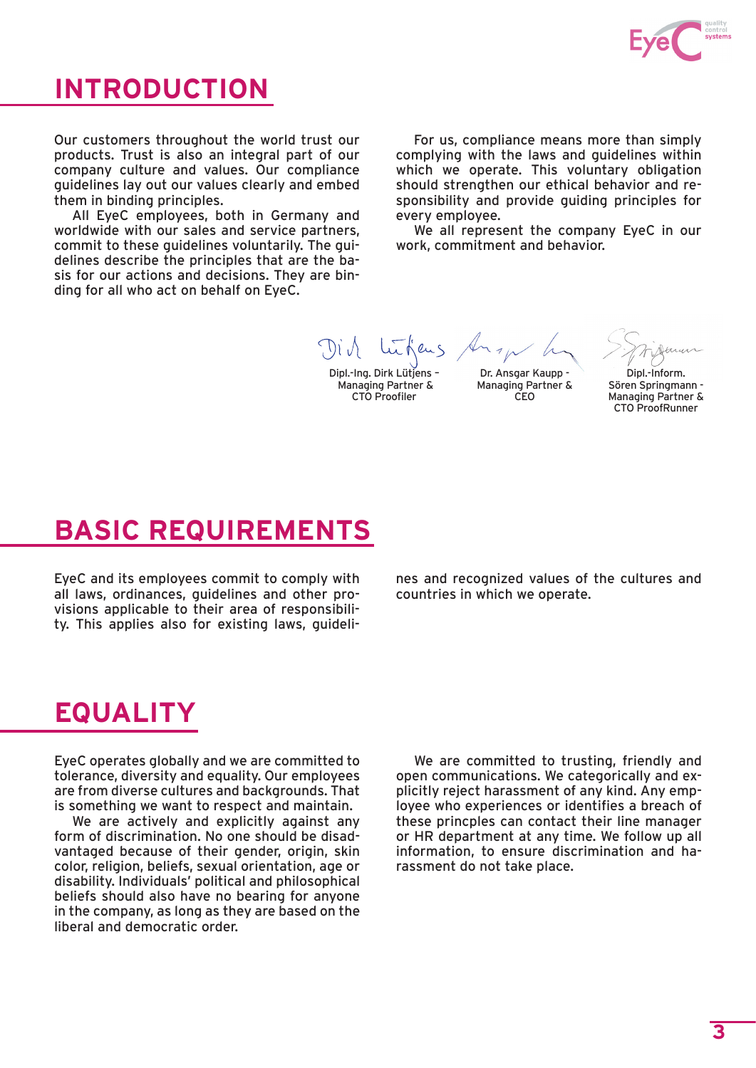# INTRODUCTION

Our customers throughout the world trust our products. Trust is also an integral part of our company culture and values. Our compliance guidelines lay out our values clearly and embed them in binding principles.

All EyeC employees, both in Germany and worldwide with our sales and service partners, commit to these guidelines voluntarily. The guidelines describe the principles that are the basis for our actions and decisions. They are binding for all who act on behalf on EyeC.

For us, compliance means more than simply complying with the laws and guidelines within which we operate. This voluntary obligation should strengthen our ethical behavior and responsibility and provide guiding principles for every employee.

We all represent the company EyeC in our work, commitment and behavior.

Dipl.-Ing. Dirk Lütjens – Managing Partner & CTO Proofiler

Dr. Ansgar Kaupp - Managing Partner & CEO

Dipl.-Inform. Sören Springmann - Managing Partner & CTO ProofRunner

# BASIC REQUIREMENTS

EyeC and its employees commit to comply with all laws, ordinances, guidelines and other provisions applicable to their area of responsibility. This applies also for existing laws, guidelines and recognized values of the cultures and countries in which we operate.

# EQUALITY

EyeC operates globally and we are committed to tolerance, diversity and equality. Our employees are from diverse cultures and backgrounds. That is something we want to respect and maintain.

We are actively and explicitly against any form of discrimination. No one should be disadvantaged because of their gender, origin, skin color, religion, beliefs, sexual orientation, age or disability. Individuals' political and philosophical beliefs should also have no bearing for anyone in the company, as long as they are based on the liberal and democratic order.

We are committed to trusting, friendly and open communications. We categorically and explicitly reject harassment of any kind. Any employee who experiences or identifies a breach of these princples can contact their line manager or HR department at any time. We follow up all information, to ensure discrimination and harassment do not take place.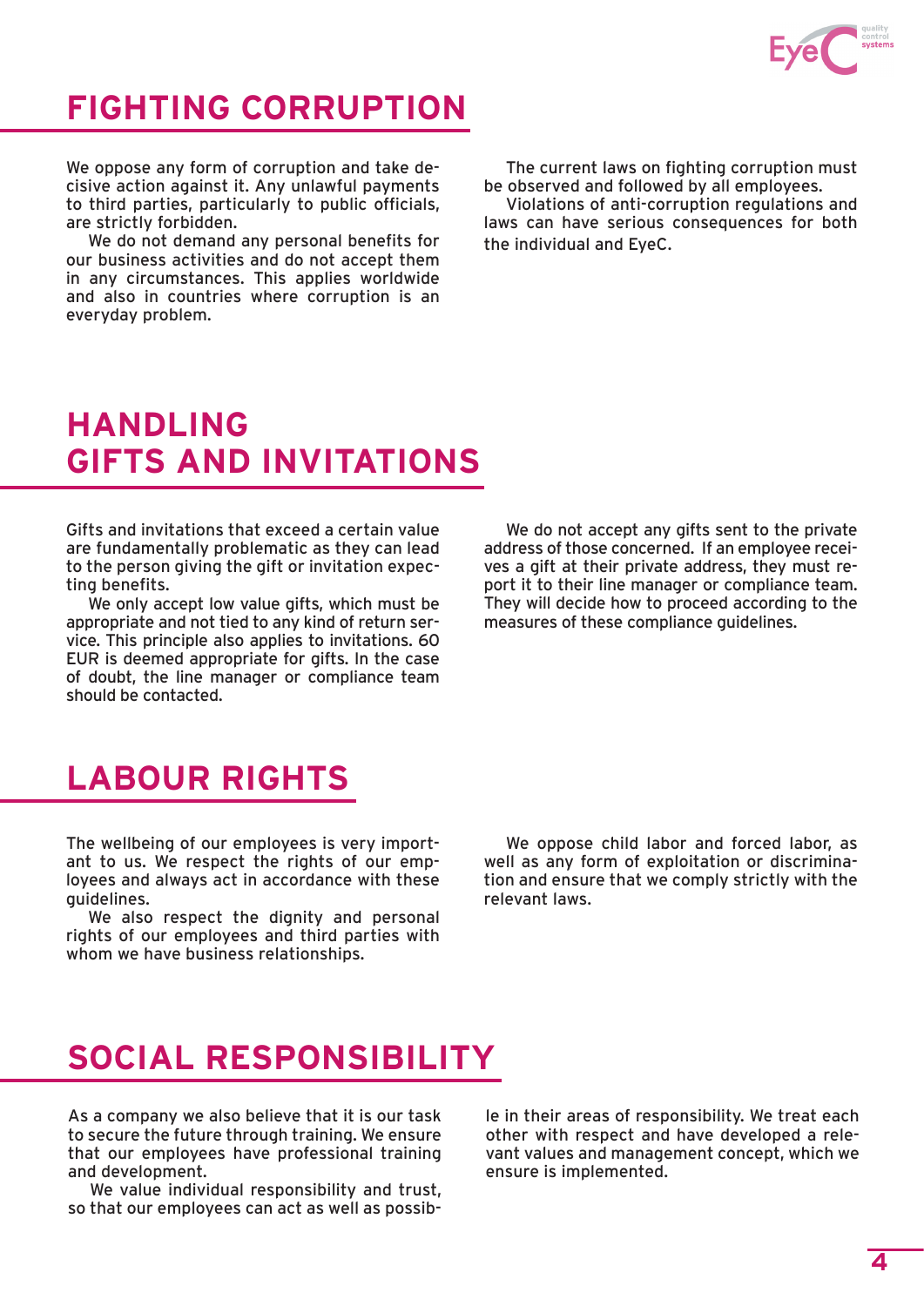## FIGHTING CORRUPTION

We oppose any form of corruption and take decisive action against it. Any unlawful payments to third parties, particularly to public officials, are strictly forbidden.

We do not demand any personal benefits for our business activities and do not accept them in any circumstances. This applies worldwide and also in countries where corruption is an everyday problem.

The current laws on fighting corruption must be observed and followed by all employees.

Violations of anti-corruption regulations and laws can have serious consequences for both the individual and EyeC.

## HANDLING GIFTS AND INVITATIONS

Gifts and invitations that exceed a certain value are fundamentally problematic as they can lead to the person giving the gift or invitation expecting benefits.

We only accept low value gifts, which must be appropriate and not tied to any kind of return service. This principle also applies to invitations. 60 EUR is deemed appropriate for gifts. In the case of doubt, the line manager or compliance team should be contacted.

We do not accept any gifts sent to the private address of those concerned. If an employee receives a gift at their private address, they must report it to their line manager or compliance team. They will decide how to proceed according to the measures of these compliance guidelines.

## LABOUR RIGHTS

The wellbeing of our employees is very important to us. We respect the rights of our employees and always act in accordance with these guidelines.

We also respect the dignity and personal rights of our employees and third parties with whom we have business relationships.

We oppose child labor and forced labor, as well as any form of exploitation or discrimination and ensure that we comply strictly with the relevant laws.

## SOCIAL RESPONSIBILITY

As a company we also believe that it is our task to secure the future through training. We ensure that our employees have professional training and development.

We value individual responsibility and trust, so that our employees can act as well as possible in their areas of responsibility. We treat each other with respect and have developed a relevant values and management concept, which we ensure is implemented.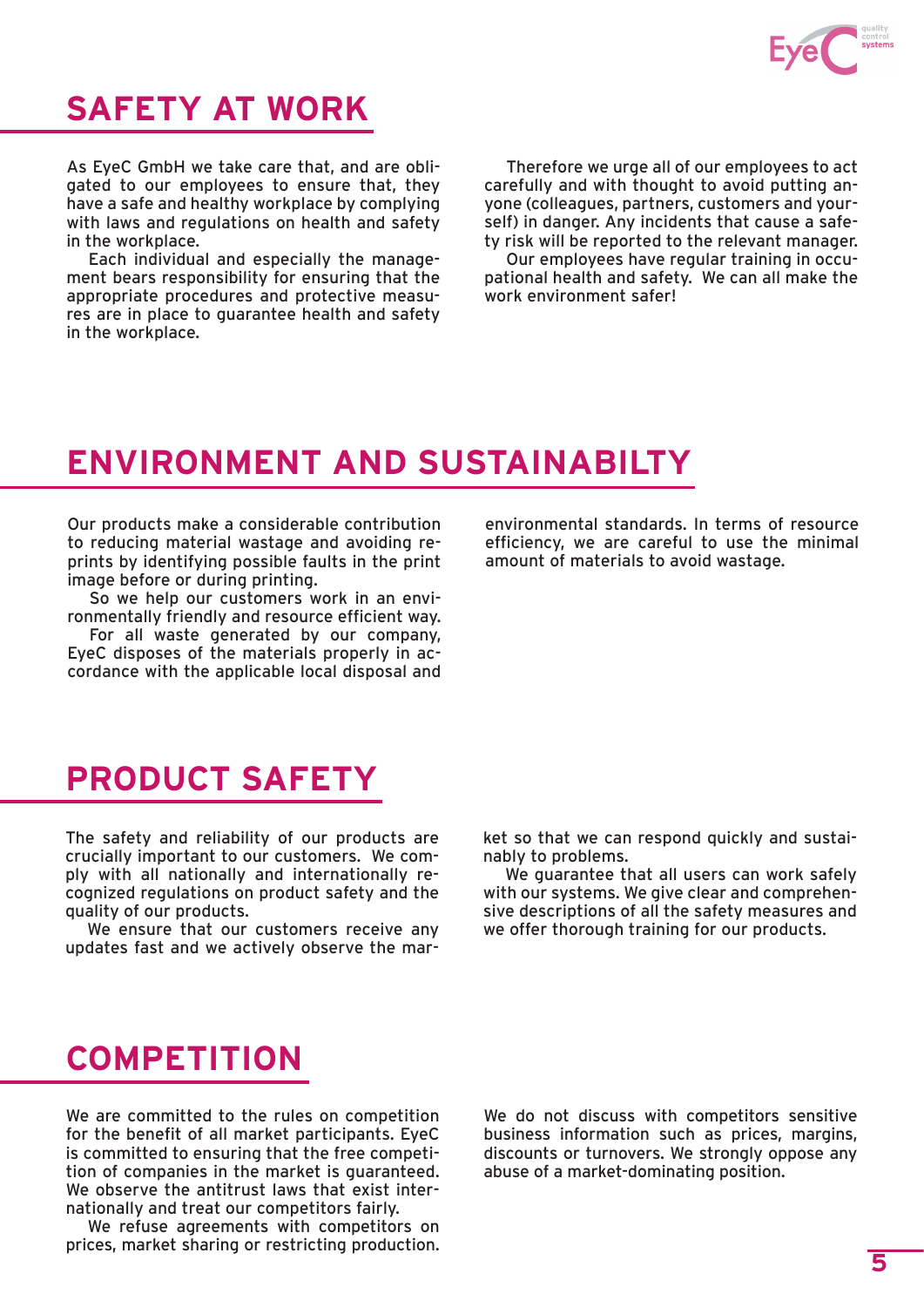## SAFETY AT WORK

As EyeC GmbH we take care that, and are obligated to our employees to ensure that, they have a safe and healthy workplace by complying with laws and regulations on health and safety in the workplace.

Each individual and especially the management bears responsibility for ensuring that the appropriate procedures and protective measures are in place to guarantee health and safety in the workplace.

Therefore we urge all of our employees to act carefully and with thought to avoid putting anyone (colleagues, partners, customers and yourself) in danger. Any incidents that cause a safety risk will be reported to the relevant manager.

Our employees have regular training in occupational health and safety. We can all make the work environment safer!

## ENVIRONMENT AND SUSTAINABILTY

Our products make a considerable contribution to reducing material wastage and avoiding reprints by identifying possible faults in the print image before or during printing.

So we help our customers work in an environmentally friendly and resource efficient way.

For all waste generated by our company, EyeC disposes of the materials properly in accordance with the applicable local disposal and environmental standards. In terms of resource efficiency, we are careful to use the minimal amount of materials to avoid wastage.

## PRODUCT SAFETY

The safety and reliability of our products are crucially important to our customers. We comply with all nationally and internationally recognized regulations on product safety and the quality of our products.

We ensure that our customers receive any updates fast and we actively observe the market so that we can respond quickly and sustainably to problems.

We guarantee that all users can work safely with our systems. We give clear and comprehensive descriptions of all the safety measures and we offer thorough training for our products.

## COMPETITION

We are committed to the rules on competition for the benefit of all market participants. EyeC is committed to ensuring that the free competition of companies in the market is guaranteed. We observe the antitrust laws that exist internationally and treat our competitors fairly.

We refuse agreements with competitors on prices, market sharing or restricting production. We do not discuss with competitors sensitive business information such as prices, margins, discounts or turnovers. We strongly oppose any abuse of a market-dominating position.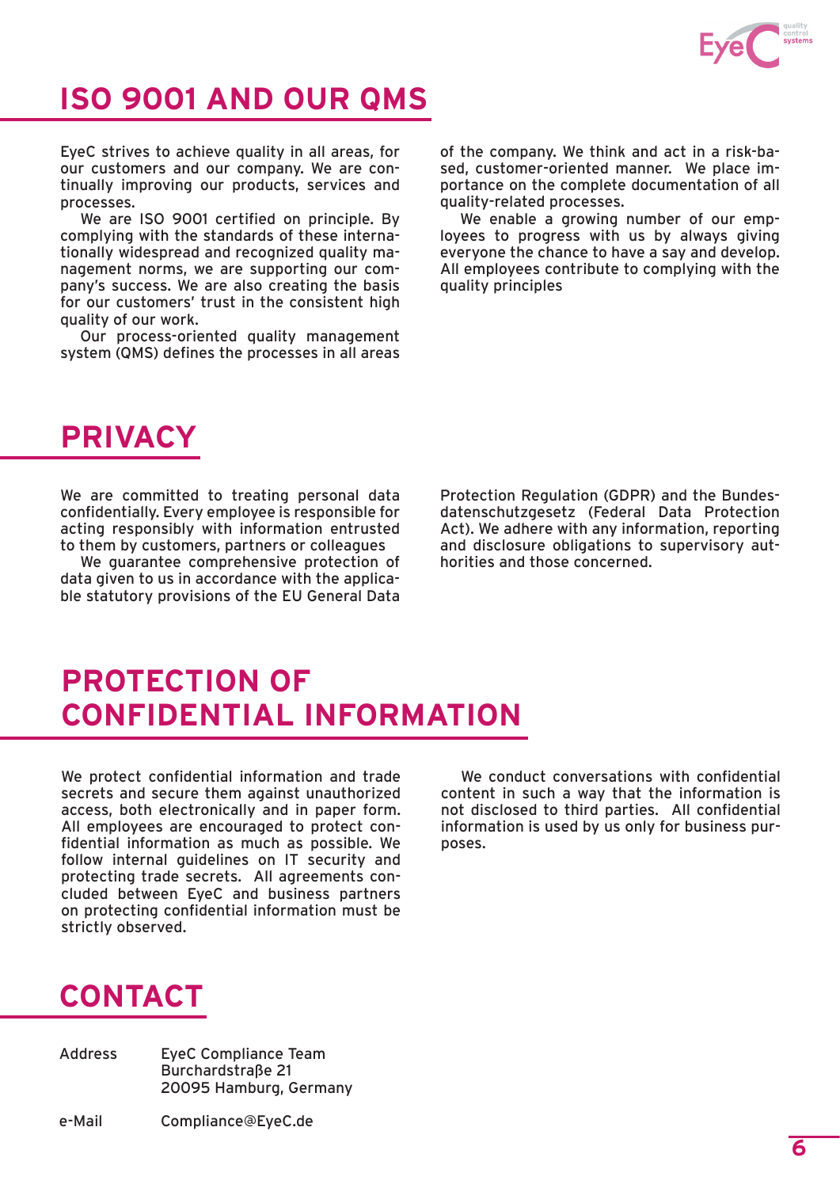# ISO 9001 AND OUR QMS

EyeC strives to achieve quality in all areas, for our customers and our company. We are continually improving our products, services and processes.

We are ISO 9001 certified on principle. By complying with the standards of these internationally widespread and recognized quality management norms, we are supporting our company's success. We are also creating the basis for our customers' trust in the consistent high quality of our work.

Our process-oriented quality management system (QMS) defines the processes in all areas of the company. We think and act in a risk-based, customer-oriented manner. We place importance on the complete documentation of all quality-related processes.

We enable a growing number of our employees to progress with us by always giving everyone the chance to have a say and develop. All employees contribute to complying with the quality principles

# PRIVACY

We are committed to treating personal data confidentially. Every employee is responsible for acting responsibly with information entrusted to them by customers, partners or colleagues

We guarantee comprehensive protection of data given to us in accordance with the applicable statutory provisions of the EU General Data Protection Regulation (GDPR) and the Bundesdatenschutzgesetz (Federal Data Protection Act). We adhere with any information, reporting and disclosure obligations to supervisory authorities and those concerned.

# PROTECTION OF CONFIDENTIAL INFORMATION

We protect confidential information and trade secrets and secure them against unauthorized access, both electronically and in paper form. All employees are encouraged to protect confidential information as much as possible. We follow internal guidelines on IT security and protecting trade secrets. All agreements concluded between EyeC and business partners on protecting confidential information must be strictly observed.

We conduct conversations with confidential content in such a way that the information is not disclosed to third parties. All confidential information is used by us only for business purposes.

# CONTACT

| | |
|---|---|
| Address | EyeC Compliance Team<br>Burchardstraße 21<br>20095 Hamburg, Germany |
| e-Mail | Compliance@EyeC.de |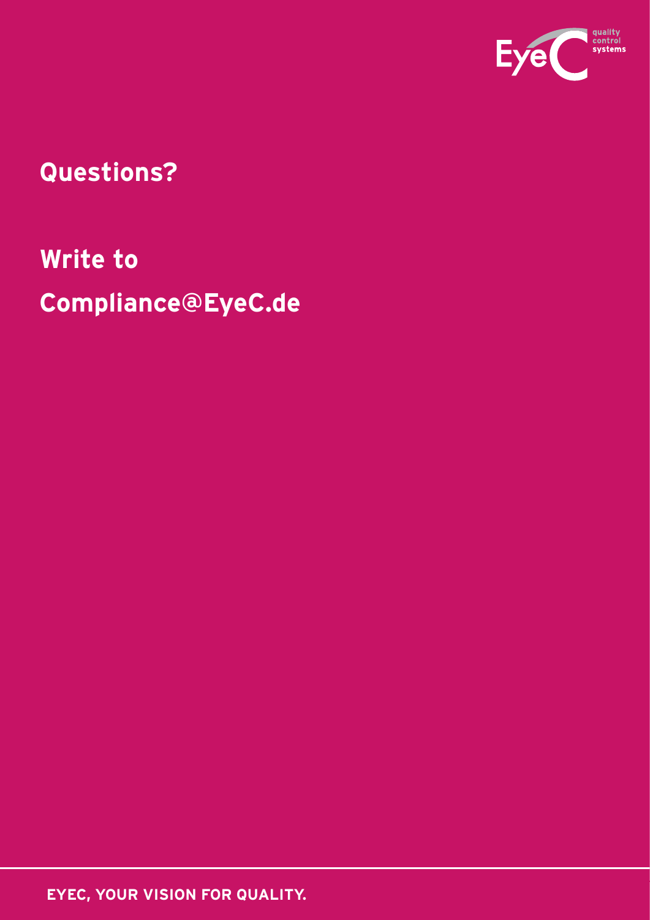## Questions?

## Write to Compliance@EyeC.de

EYEC, YOUR VISION FOR QUALITY.